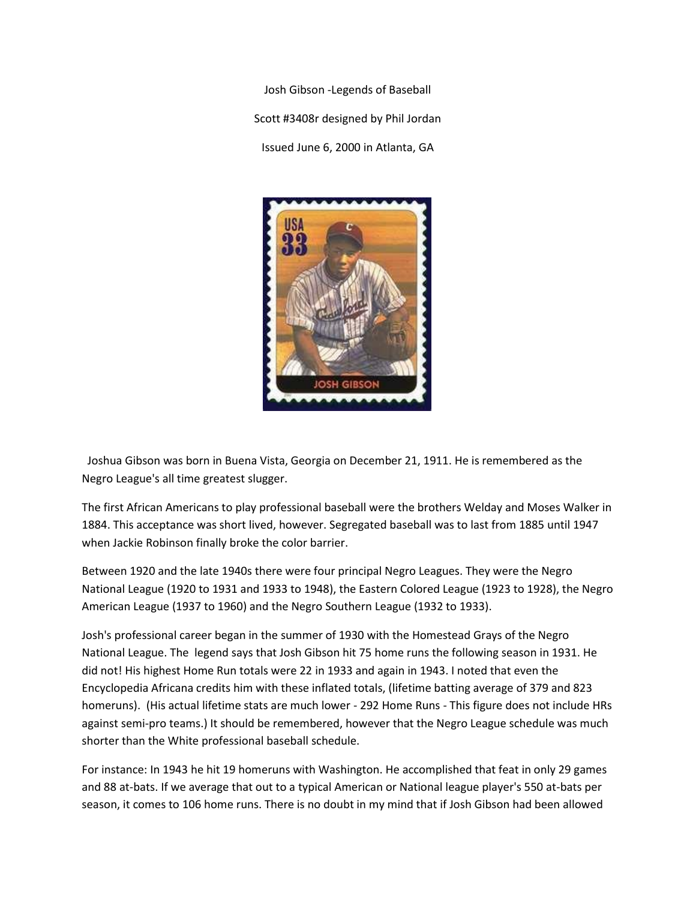Josh Gibson -Legends of Baseball

Scott #3408r designed by Phil Jordan

Issued June 6, 2000 in Atlanta, GA

Joshua Gibson was born in Buena Vista, Georgia on December 21, 1911. He is remembered as the Negro League's all time greatest slugger.

The first African Americans to play professional baseball were the brothers Welday and Moses Walker in 1884. This acceptance was short lived, however. Segregated baseball was to last from 1885 until 1947 when Jackie Robinson finally broke the color barrier.

Between 1920 and the late 1940s there were four principal Negro Leagues. They were the Negro National League (1920 to 1931 and 1933 to 1948), the Eastern Colored League (1923 to 1928), the Negro American League (1937 to 1960) and the Negro Southern League (1932 to 1933).

Josh's professional career began in the summer of 1930 with the Homestead Grays of the Negro National League. The legend says that Josh Gibson hit 75 home runs the following season in 1931. He did not! His highest Home Run totals were 22 in 1933 and again in 1943. I noted that even the Encyclopedia Africana credits him with these inflated totals, (lifetime batting average of 379 and 823 homeruns). (His actual lifetime stats are much lower - 292 Home Runs - This figure does not include HRs against semi-pro teams.) It should be remembered, however that the Negro League schedule was much shorter than the White professional baseball schedule.

For instance: In 1943 he hit 19 homeruns with Washington. He accomplished that feat in only 29 games and 88 at-bats. If we average that out to a typical American or National league player's 550 at-bats per season, it comes to 106 home runs. There is no doubt in my mind that if Josh Gibson had been allowed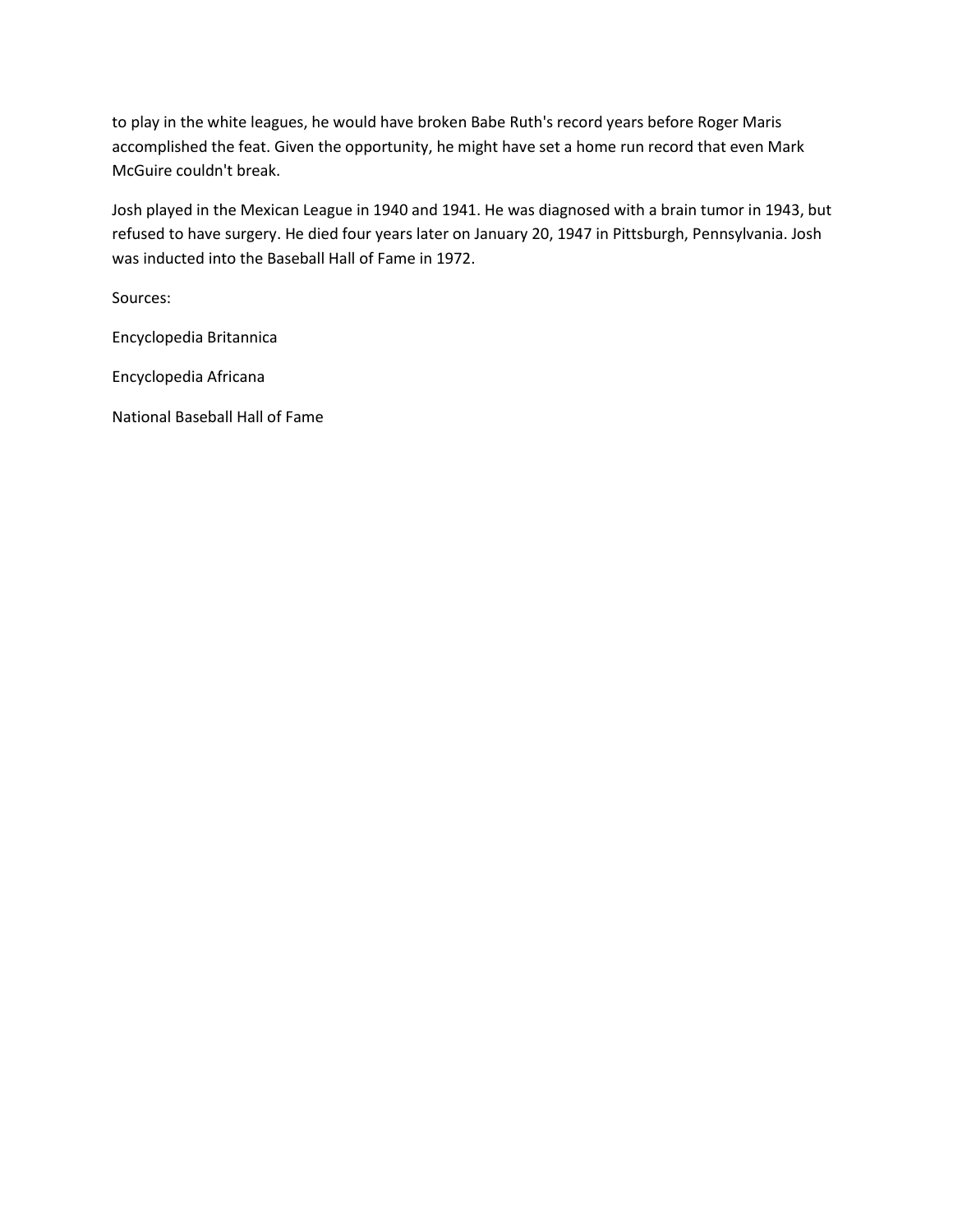to play in the white leagues, he would have broken Babe Ruth's record years before Roger Maris accomplished the feat. Given the opportunity, he might have set a home run record that even Mark McGuire couldn't break.

Josh played in the Mexican League in 1940 and 1941. He was diagnosed with a brain tumor in 1943, but refused to have surgery. He died four years later on January 20, 1947 in Pittsburgh, Pennsylvania. Josh was inducted into the Baseball Hall of Fame in 1972.

Sources:

Encyclopedia Britannica

Encyclopedia Africana

National Baseball Hall of Fame